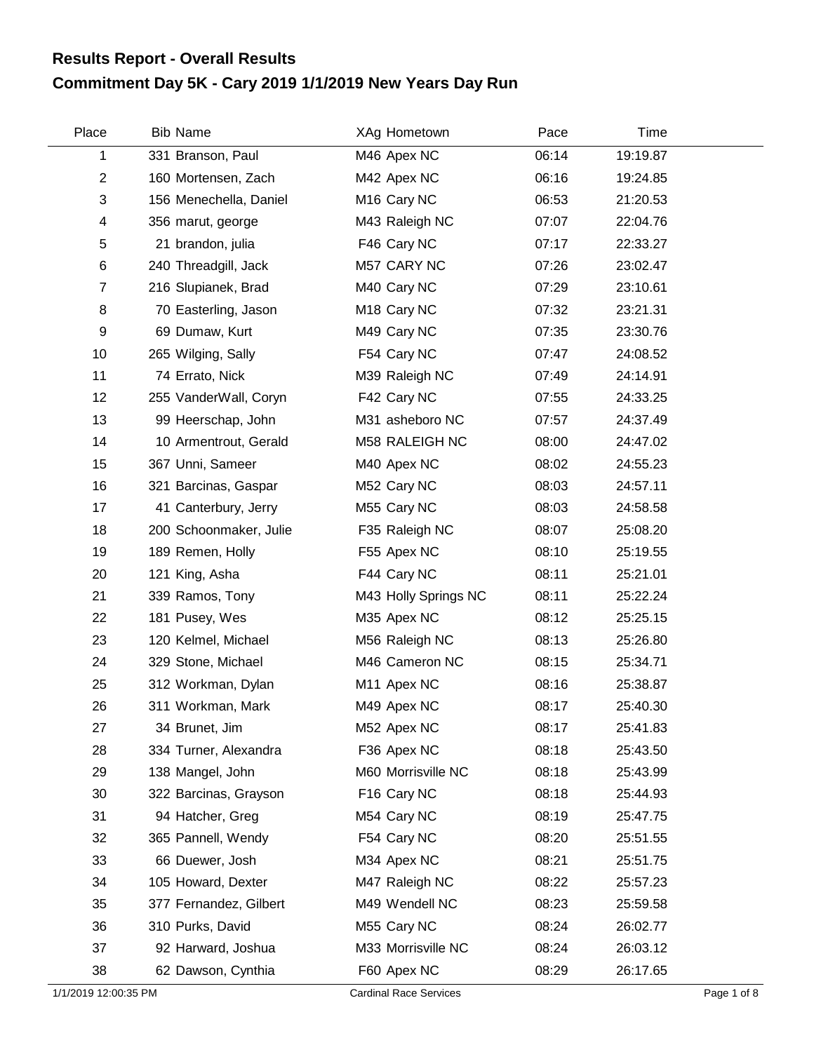## Results Report - Overall Results

# Commitment Day 5K - Cary 2019 1/1/2019 New Years Day Run

| Place | Bib | Name | XAg | Hometown | Pace | Time |
|---|---|---|---|---|---|---|
| 1 | 331 | Branson, Paul | M46 | Apex NC | 06:14 | 19:19.87 |
| 2 | 160 | Mortensen, Zach | M42 | Apex NC | 06:16 | 19:24.85 |
| 3 | 156 | Menechella, Daniel | M16 | Cary NC | 06:53 | 21:20.53 |
| 4 | 356 | marut, george | M43 | Raleigh NC | 07:07 | 22:04.76 |
| 5 | 21 | brandon, julia | F46 | Cary NC | 07:17 | 22:33.27 |
| 6 | 240 | Threadgill, Jack | M57 | CARY NC | 07:26 | 23:02.47 |
| 7 | 216 | Slupianek, Brad | M40 | Cary NC | 07:29 | 23:10.61 |
| 8 | 70 | Easterling, Jason | M18 | Cary NC | 07:32 | 23:21.31 |
| 9 | 69 | Dumaw, Kurt | M49 | Cary NC | 07:35 | 23:30.76 |
| 10 | 265 | Wilging, Sally | F54 | Cary NC | 07:47 | 24:08.52 |
| 11 | 74 | Errato, Nick | M39 | Raleigh NC | 07:49 | 24:14.91 |
| 12 | 255 | VanderWall, Coryn | F42 | Cary NC | 07:55 | 24:33.25 |
| 13 | 99 | Heerschap, John | M31 | asheboro NC | 07:57 | 24:37.49 |
| 14 | 10 | Armentrout, Gerald | M58 | RALEIGH NC | 08:00 | 24:47.02 |
| 15 | 367 | Unni, Sameer | M40 | Apex NC | 08:02 | 24:55.23 |
| 16 | 321 | Barcinas, Gaspar | M52 | Cary NC | 08:03 | 24:57.11 |
| 17 | 41 | Canterbury, Jerry | M55 | Cary NC | 08:03 | 24:58.58 |
| 18 | 200 | Schoonmaker, Julie | F35 | Raleigh NC | 08:07 | 25:08.20 |
| 19 | 189 | Remen, Holly | F55 | Apex NC | 08:10 | 25:19.55 |
| 20 | 121 | King, Asha | F44 | Cary NC | 08:11 | 25:21.01 |
| 21 | 339 | Ramos, Tony | M43 | Holly Springs NC | 08:11 | 25:22.24 |
| 22 | 181 | Pusey, Wes | M35 | Apex NC | 08:12 | 25:25.15 |
| 23 | 120 | Kelmel, Michael | M56 | Raleigh NC | 08:13 | 25:26.80 |
| 24 | 329 | Stone, Michael | M46 | Cameron NC | 08:15 | 25:34.71 |
| 25 | 312 | Workman, Dylan | M11 | Apex NC | 08:16 | 25:38.87 |
| 26 | 311 | Workman, Mark | M49 | Apex NC | 08:17 | 25:40.30 |
| 27 | 34 | Brunet, Jim | M52 | Apex NC | 08:17 | 25:41.83 |
| 28 | 334 | Turner, Alexandra | F36 | Apex NC | 08:18 | 25:43.50 |
| 29 | 138 | Mangel, John | M60 | Morrisville NC | 08:18 | 25:43.99 |
| 30 | 322 | Barcinas, Grayson | F16 | Cary NC | 08:18 | 25:44.93 |
| 31 | 94 | Hatcher, Greg | M54 | Cary NC | 08:19 | 25:47.75 |
| 32 | 365 | Pannell, Wendy | F54 | Cary NC | 08:20 | 25:51.55 |
| 33 | 66 | Duewer, Josh | M34 | Apex NC | 08:21 | 25:51.75 |
| 34 | 105 | Howard, Dexter | M47 | Raleigh NC | 08:22 | 25:57.23 |
| 35 | 377 | Fernandez, Gilbert | M49 | Wendell NC | 08:23 | 25:59.58 |
| 36 | 310 | Purks, David | M55 | Cary NC | 08:24 | 26:02.77 |
| 37 | 92 | Harward, Joshua | M33 | Morrisville NC | 08:24 | 26:03.12 |
| 38 | 62 | Dawson, Cynthia | F60 | Apex NC | 08:29 | 26:17.65 |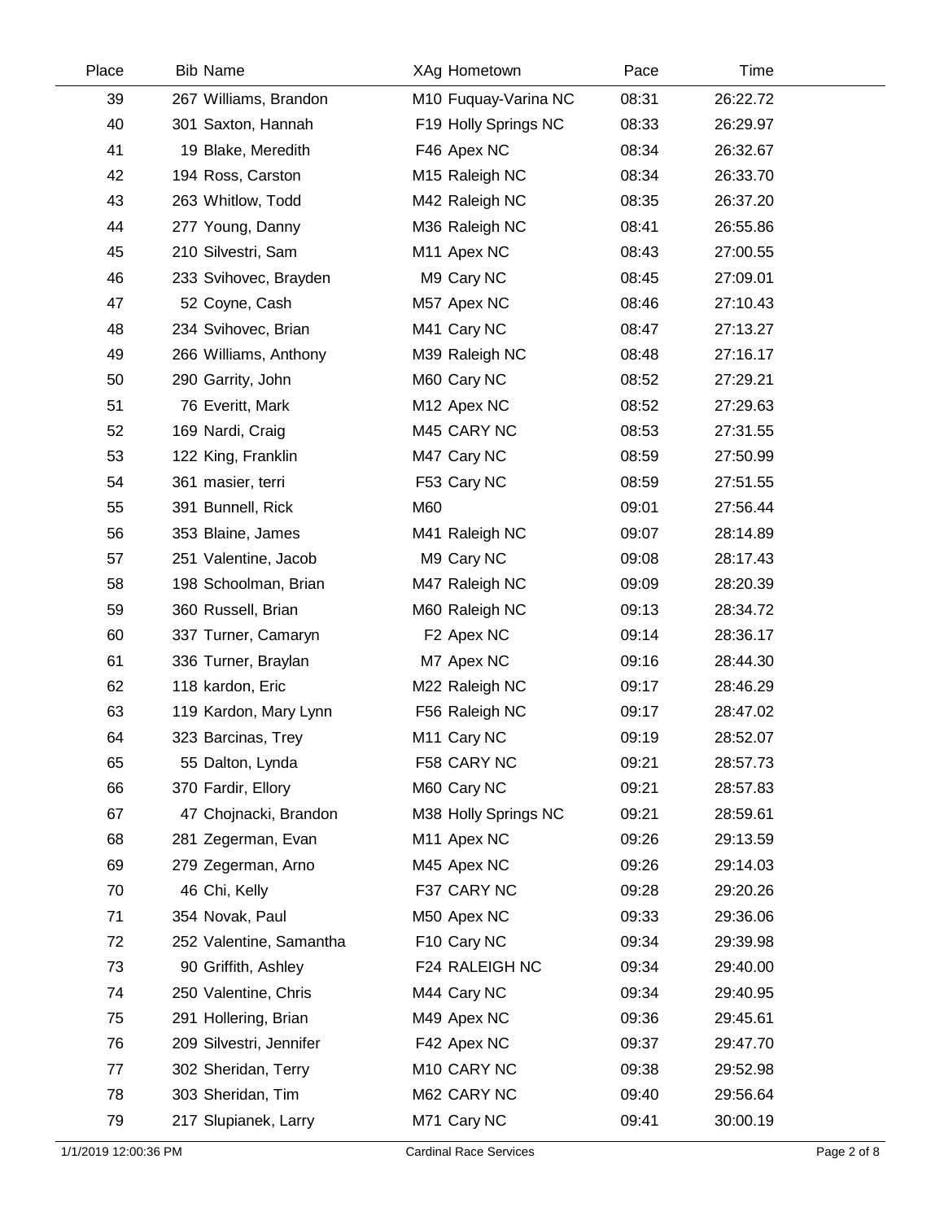| Place | Bib | Name | XAg | Hometown | Pace | Time |
|---|---|---|---|---|---|---|
| 39 | 267 | Williams, Brandon | M10 | Fuquay-Varina NC | 08:31 | 26:22.72 |
| 40 | 301 | Saxton, Hannah | F19 | Holly Springs NC | 08:33 | 26:29.97 |
| 41 | 19 | Blake, Meredith | F46 | Apex NC | 08:34 | 26:32.67 |
| 42 | 194 | Ross, Carston | M15 | Raleigh NC | 08:34 | 26:33.70 |
| 43 | 263 | Whitlow, Todd | M42 | Raleigh NC | 08:35 | 26:37.20 |
| 44 | 277 | Young, Danny | M36 | Raleigh NC | 08:41 | 26:55.86 |
| 45 | 210 | Silvestri, Sam | M11 | Apex NC | 08:43 | 27:00.55 |
| 46 | 233 | Svihovec, Brayden | M9 | Cary NC | 08:45 | 27:09.01 |
| 47 | 52 | Coyne, Cash | M57 | Apex NC | 08:46 | 27:10.43 |
| 48 | 234 | Svihovec, Brian | M41 | Cary NC | 08:47 | 27:13.27 |
| 49 | 266 | Williams, Anthony | M39 | Raleigh NC | 08:48 | 27:16.17 |
| 50 | 290 | Garrity, John | M60 | Cary NC | 08:52 | 27:29.21 |
| 51 | 76 | Everitt, Mark | M12 | Apex NC | 08:52 | 27:29.63 |
| 52 | 169 | Nardi, Craig | M45 | CARY NC | 08:53 | 27:31.55 |
| 53 | 122 | King, Franklin | M47 | Cary NC | 08:59 | 27:50.99 |
| 54 | 361 | masier, terri | F53 | Cary NC | 08:59 | 27:51.55 |
| 55 | 391 | Bunnell, Rick | M60 | | 09:01 | 27:56.44 |
| 56 | 353 | Blaine, James | M41 | Raleigh NC | 09:07 | 28:14.89 |
| 57 | 251 | Valentine, Jacob | M9 | Cary NC | 09:08 | 28:17.43 |
| 58 | 198 | Schoolman, Brian | M47 | Raleigh NC | 09:09 | 28:20.39 |
| 59 | 360 | Russell, Brian | M60 | Raleigh NC | 09:13 | 28:34.72 |
| 60 | 337 | Turner, Camaryn | F2 | Apex NC | 09:14 | 28:36.17 |
| 61 | 336 | Turner, Braylan | M7 | Apex NC | 09:16 | 28:44.30 |
| 62 | 118 | kardon, Eric | M22 | Raleigh NC | 09:17 | 28:46.29 |
| 63 | 119 | Kardon, Mary Lynn | F56 | Raleigh NC | 09:17 | 28:47.02 |
| 64 | 323 | Barcinas, Trey | M11 | Cary NC | 09:19 | 28:52.07 |
| 65 | 55 | Dalton, Lynda | F58 | CARY NC | 09:21 | 28:57.73 |
| 66 | 370 | Fardir, Ellory | M60 | Cary NC | 09:21 | 28:57.83 |
| 67 | 47 | Chojnacki, Brandon | M38 | Holly Springs NC | 09:21 | 28:59.61 |
| 68 | 281 | Zegerman, Evan | M11 | Apex NC | 09:26 | 29:13.59 |
| 69 | 279 | Zegerman, Arno | M45 | Apex NC | 09:26 | 29:14.03 |
| 70 | 46 | Chi, Kelly | F37 | CARY NC | 09:28 | 29:20.26 |
| 71 | 354 | Novak, Paul | M50 | Apex NC | 09:33 | 29:36.06 |
| 72 | 252 | Valentine, Samantha | F10 | Cary NC | 09:34 | 29:39.98 |
| 73 | 90 | Griffith, Ashley | F24 | RALEIGH NC | 09:34 | 29:40.00 |
| 74 | 250 | Valentine, Chris | M44 | Cary NC | 09:34 | 29:40.95 |
| 75 | 291 | Hollering, Brian | M49 | Apex NC | 09:36 | 29:45.61 |
| 76 | 209 | Silvestri, Jennifer | F42 | Apex NC | 09:37 | 29:47.70 |
| 77 | 302 | Sheridan, Terry | M10 | CARY NC | 09:38 | 29:52.98 |
| 78 | 303 | Sheridan, Tim | M62 | CARY NC | 09:40 | 29:56.64 |
| 79 | 217 | Slupianek, Larry | M71 | Cary NC | 09:41 | 30:00.19 |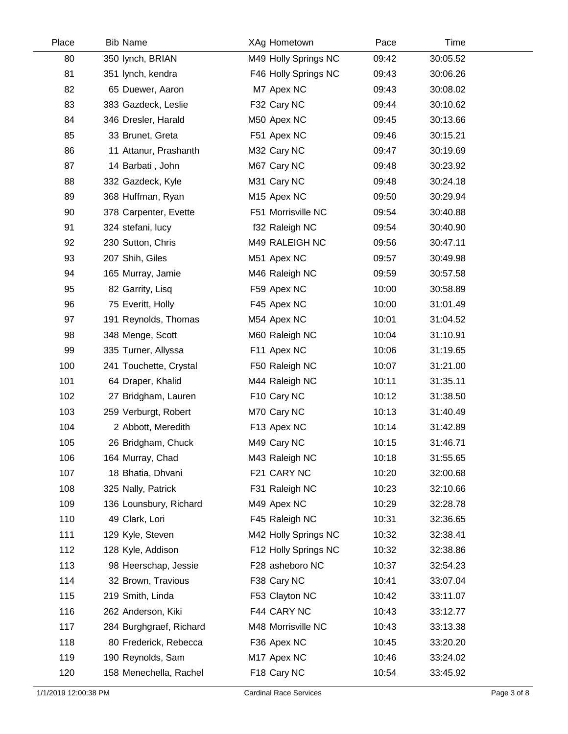| Place | Bib | Name | XAg | Hometown | Pace | Time |
|---|---|---|---|---|---|---|
| 80 | 350 | lynch, BRIAN | M49 | Holly Springs NC | 09:42 | 30:05.52 |
| 81 | 351 | lynch, kendra | F46 | Holly Springs NC | 09:43 | 30:06.26 |
| 82 | 65 | Duewer, Aaron | M7 | Apex NC | 09:43 | 30:08.02 |
| 83 | 383 | Gazdeck, Leslie | F32 | Cary NC | 09:44 | 30:10.62 |
| 84 | 346 | Dresler, Harald | M50 | Apex NC | 09:45 | 30:13.66 |
| 85 | 33 | Brunet, Greta | F51 | Apex NC | 09:46 | 30:15.21 |
| 86 | 11 | Attanur, Prashanth | M32 | Cary NC | 09:47 | 30:19.69 |
| 87 | 14 | Barbati , John | M67 | Cary NC | 09:48 | 30:23.92 |
| 88 | 332 | Gazdeck, Kyle | M31 | Cary NC | 09:48 | 30:24.18 |
| 89 | 368 | Huffman, Ryan | M15 | Apex NC | 09:50 | 30:29.94 |
| 90 | 378 | Carpenter, Evette | F51 | Morrisville NC | 09:54 | 30:40.88 |
| 91 | 324 | stefani, lucy | f32 | Raleigh NC | 09:54 | 30:40.90 |
| 92 | 230 | Sutton, Chris | M49 | RALEIGH NC | 09:56 | 30:47.11 |
| 93 | 207 | Shih, Giles | M51 | Apex NC | 09:57 | 30:49.98 |
| 94 | 165 | Murray, Jamie | M46 | Raleigh NC | 09:59 | 30:57.58 |
| 95 | 82 | Garrity, Lisq | F59 | Apex NC | 10:00 | 30:58.89 |
| 96 | 75 | Everitt, Holly | F45 | Apex NC | 10:00 | 31:01.49 |
| 97 | 191 | Reynolds, Thomas | M54 | Apex NC | 10:01 | 31:04.52 |
| 98 | 348 | Menge, Scott | M60 | Raleigh NC | 10:04 | 31:10.91 |
| 99 | 335 | Turner, Allyssa | F11 | Apex NC | 10:06 | 31:19.65 |
| 100 | 241 | Touchette, Crystal | F50 | Raleigh NC | 10:07 | 31:21.00 |
| 101 | 64 | Draper, Khalid | M44 | Raleigh NC | 10:11 | 31:35.11 |
| 102 | 27 | Bridgham, Lauren | F10 | Cary NC | 10:12 | 31:38.50 |
| 103 | 259 | Verburgt, Robert | M70 | Cary NC | 10:13 | 31:40.49 |
| 104 | 2 | Abbott, Meredith | F13 | Apex NC | 10:14 | 31:42.89 |
| 105 | 26 | Bridgham, Chuck | M49 | Cary NC | 10:15 | 31:46.71 |
| 106 | 164 | Murray, Chad | M43 | Raleigh NC | 10:18 | 31:55.65 |
| 107 | 18 | Bhatia, Dhvani | F21 | CARY NC | 10:20 | 32:00.68 |
| 108 | 325 | Nally, Patrick | F31 | Raleigh NC | 10:23 | 32:10.66 |
| 109 | 136 | Lounsbury, Richard | M49 | Apex NC | 10:29 | 32:28.78 |
| 110 | 49 | Clark, Lori | F45 | Raleigh NC | 10:31 | 32:36.65 |
| 111 | 129 | Kyle, Steven | M42 | Holly Springs NC | 10:32 | 32:38.41 |
| 112 | 128 | Kyle, Addison | F12 | Holly Springs NC | 10:32 | 32:38.86 |
| 113 | 98 | Heerschap, Jessie | F28 | asheboro NC | 10:37 | 32:54.23 |
| 114 | 32 | Brown, Travious | F38 | Cary NC | 10:41 | 33:07.04 |
| 115 | 219 | Smith, Linda | F53 | Clayton NC | 10:42 | 33:11.07 |
| 116 | 262 | Anderson, Kiki | F44 | CARY NC | 10:43 | 33:12.77 |
| 117 | 284 | Burghgraef, Richard | M48 | Morrisville NC | 10:43 | 33:13.38 |
| 118 | 80 | Frederick, Rebecca | F36 | Apex NC | 10:45 | 33:20.20 |
| 119 | 190 | Reynolds, Sam | M17 | Apex NC | 10:46 | 33:24.02 |
| 120 | 158 | Menechella, Rachel | F18 | Cary NC | 10:54 | 33:45.92 |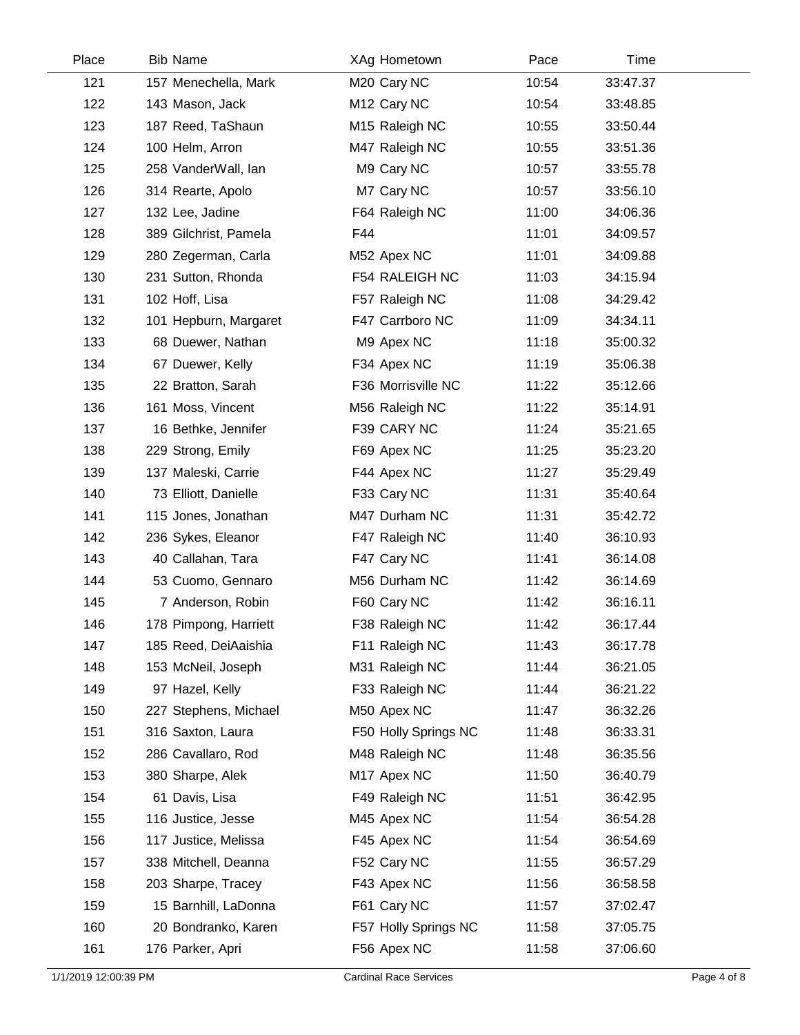| Place | Bib | Name | XAg | Hometown | Pace | Time |
|---|---|---|---|---|---|---|
| 121 | 157 | Menechella, Mark | M20 | Cary NC | 10:54 | 33:47.37 |
| 122 | 143 | Mason, Jack | M12 | Cary NC | 10:54 | 33:48.85 |
| 123 | 187 | Reed, TaShaun | M15 | Raleigh NC | 10:55 | 33:50.44 |
| 124 | 100 | Helm, Arron | M47 | Raleigh NC | 10:55 | 33:51.36 |
| 125 | 258 | VanderWall, Ian | M9 | Cary NC | 10:57 | 33:55.78 |
| 126 | 314 | Rearte, Apolo | M7 | Cary NC | 10:57 | 33:56.10 |
| 127 | 132 | Lee, Jadine | F64 | Raleigh NC | 11:00 | 34:06.36 |
| 128 | 389 | Gilchrist, Pamela | F44 | | 11:01 | 34:09.57 |
| 129 | 280 | Zegerman, Carla | M52 | Apex NC | 11:01 | 34:09.88 |
| 130 | 231 | Sutton, Rhonda | F54 | RALEIGH NC | 11:03 | 34:15.94 |
| 131 | 102 | Hoff, Lisa | F57 | Raleigh NC | 11:08 | 34:29.42 |
| 132 | 101 | Hepburn, Margaret | F47 | Carrboro NC | 11:09 | 34:34.11 |
| 133 | 68 | Duewer, Nathan | M9 | Apex NC | 11:18 | 35:00.32 |
| 134 | 67 | Duewer, Kelly | F34 | Apex NC | 11:19 | 35:06.38 |
| 135 | 22 | Bratton, Sarah | F36 | Morrisville NC | 11:22 | 35:12.66 |
| 136 | 161 | Moss, Vincent | M56 | Raleigh NC | 11:22 | 35:14.91 |
| 137 | 16 | Bethke, Jennifer | F39 | CARY NC | 11:24 | 35:21.65 |
| 138 | 229 | Strong, Emily | F69 | Apex NC | 11:25 | 35:23.20 |
| 139 | 137 | Maleski, Carrie | F44 | Apex NC | 11:27 | 35:29.49 |
| 140 | 73 | Elliott, Danielle | F33 | Cary NC | 11:31 | 35:40.64 |
| 141 | 115 | Jones, Jonathan | M47 | Durham NC | 11:31 | 35:42.72 |
| 142 | 236 | Sykes, Eleanor | F47 | Raleigh NC | 11:40 | 36:10.93 |
| 143 | 40 | Callahan, Tara | F47 | Cary NC | 11:41 | 36:14.08 |
| 144 | 53 | Cuomo, Gennaro | M56 | Durham NC | 11:42 | 36:14.69 |
| 145 | 7 | Anderson, Robin | F60 | Cary NC | 11:42 | 36:16.11 |
| 146 | 178 | Pimpong, Harriett | F38 | Raleigh NC | 11:42 | 36:17.44 |
| 147 | 185 | Reed, DeiAaishia | F11 | Raleigh NC | 11:43 | 36:17.78 |
| 148 | 153 | McNeil, Joseph | M31 | Raleigh NC | 11:44 | 36:21.05 |
| 149 | 97 | Hazel, Kelly | F33 | Raleigh NC | 11:44 | 36:21.22 |
| 150 | 227 | Stephens, Michael | M50 | Apex NC | 11:47 | 36:32.26 |
| 151 | 316 | Saxton, Laura | F50 | Holly Springs NC | 11:48 | 36:33.31 |
| 152 | 286 | Cavallaro, Rod | M48 | Raleigh NC | 11:48 | 36:35.56 |
| 153 | 380 | Sharpe, Alek | M17 | Apex NC | 11:50 | 36:40.79 |
| 154 | 61 | Davis, Lisa | F49 | Raleigh NC | 11:51 | 36:42.95 |
| 155 | 116 | Justice, Jesse | M45 | Apex NC | 11:54 | 36:54.28 |
| 156 | 117 | Justice, Melissa | F45 | Apex NC | 11:54 | 36:54.69 |
| 157 | 338 | Mitchell, Deanna | F52 | Cary NC | 11:55 | 36:57.29 |
| 158 | 203 | Sharpe, Tracey | F43 | Apex NC | 11:56 | 36:58.58 |
| 159 | 15 | Barnhill, LaDonna | F61 | Cary NC | 11:57 | 37:02.47 |
| 160 | 20 | Bondranko, Karen | F57 | Holly Springs NC | 11:58 | 37:05.75 |
| 161 | 176 | Parker, Apri | F56 | Apex NC | 11:58 | 37:06.60 |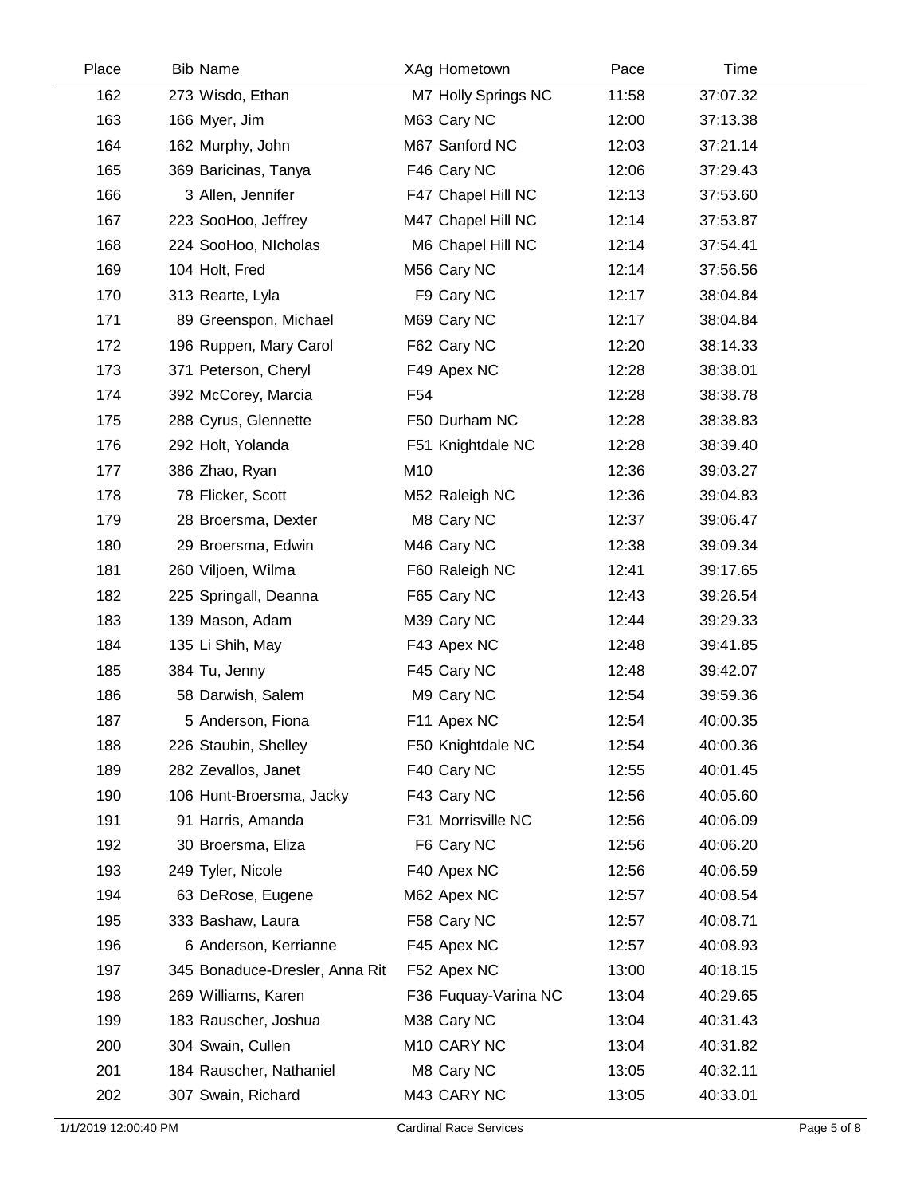| Place | Bib | Name | XAg | Hometown | Pace | Time |
|---|---|---|---|---|---|---|
| 162 | 273 | Wisdo, Ethan | M7 | Holly Springs NC | 11:58 | 37:07.32 |
| 163 | 166 | Myer, Jim | M63 | Cary NC | 12:00 | 37:13.38 |
| 164 | 162 | Murphy, John | M67 | Sanford NC | 12:03 | 37:21.14 |
| 165 | 369 | Baricinas, Tanya | F46 | Cary NC | 12:06 | 37:29.43 |
| 166 | 3 | Allen, Jennifer | F47 | Chapel Hill NC | 12:13 | 37:53.60 |
| 167 | 223 | SooHoo, Jeffrey | M47 | Chapel Hill NC | 12:14 | 37:53.87 |
| 168 | 224 | SooHoo, NIcholas | M6 | Chapel Hill NC | 12:14 | 37:54.41 |
| 169 | 104 | Holt, Fred | M56 | Cary NC | 12:14 | 37:56.56 |
| 170 | 313 | Rearte, Lyla | F9 | Cary NC | 12:17 | 38:04.84 |
| 171 | 89 | Greenspon, Michael | M69 | Cary NC | 12:17 | 38:04.84 |
| 172 | 196 | Ruppen, Mary Carol | F62 | Cary NC | 12:20 | 38:14.33 |
| 173 | 371 | Peterson, Cheryl | F49 | Apex NC | 12:28 | 38:38.01 |
| 174 | 392 | McCorey, Marcia | F54 | | 12:28 | 38:38.78 |
| 175 | 288 | Cyrus, Glennette | F50 | Durham NC | 12:28 | 38:38.83 |
| 176 | 292 | Holt, Yolanda | F51 | Knightdale NC | 12:28 | 38:39.40 |
| 177 | 386 | Zhao, Ryan | M10 | | 12:36 | 39:03.27 |
| 178 | 78 | Flicker, Scott | M52 | Raleigh NC | 12:36 | 39:04.83 |
| 179 | 28 | Broersma, Dexter | M8 | Cary NC | 12:37 | 39:06.47 |
| 180 | 29 | Broersma, Edwin | M46 | Cary NC | 12:38 | 39:09.34 |
| 181 | 260 | Viljoen, Wilma | F60 | Raleigh NC | 12:41 | 39:17.65 |
| 182 | 225 | Springall, Deanna | F65 | Cary NC | 12:43 | 39:26.54 |
| 183 | 139 | Mason, Adam | M39 | Cary NC | 12:44 | 39:29.33 |
| 184 | 135 | Li Shih, May | F43 | Apex NC | 12:48 | 39:41.85 |
| 185 | 384 | Tu, Jenny | F45 | Cary NC | 12:48 | 39:42.07 |
| 186 | 58 | Darwish, Salem | M9 | Cary NC | 12:54 | 39:59.36 |
| 187 | 5 | Anderson, Fiona | F11 | Apex NC | 12:54 | 40:00.35 |
| 188 | 226 | Staubin, Shelley | F50 | Knightdale NC | 12:54 | 40:00.36 |
| 189 | 282 | Zevallos, Janet | F40 | Cary NC | 12:55 | 40:01.45 |
| 190 | 106 | Hunt-Broersma, Jacky | F43 | Cary NC | 12:56 | 40:05.60 |
| 191 | 91 | Harris, Amanda | F31 | Morrisville NC | 12:56 | 40:06.09 |
| 192 | 30 | Broersma, Eliza | F6 | Cary NC | 12:56 | 40:06.20 |
| 193 | 249 | Tyler, Nicole | F40 | Apex NC | 12:56 | 40:06.59 |
| 194 | 63 | DeRose, Eugene | M62 | Apex NC | 12:57 | 40:08.54 |
| 195 | 333 | Bashaw, Laura | F58 | Cary NC | 12:57 | 40:08.71 |
| 196 | 6 | Anderson, Kerrianne | F45 | Apex NC | 12:57 | 40:08.93 |
| 197 | 345 | Bonaduce-Dresler, Anna Rit | F52 | Apex NC | 13:00 | 40:18.15 |
| 198 | 269 | Williams, Karen | F36 | Fuquay-Varina NC | 13:04 | 40:29.65 |
| 199 | 183 | Rauscher, Joshua | M38 | Cary NC | 13:04 | 40:31.43 |
| 200 | 304 | Swain, Cullen | M10 | CARY NC | 13:04 | 40:31.82 |
| 201 | 184 | Rauscher, Nathaniel | M8 | Cary NC | 13:05 | 40:32.11 |
| 202 | 307 | Swain, Richard | M43 | CARY NC | 13:05 | 40:33.01 |

1/1/2019 12:00:40 PM Cardinal Race Services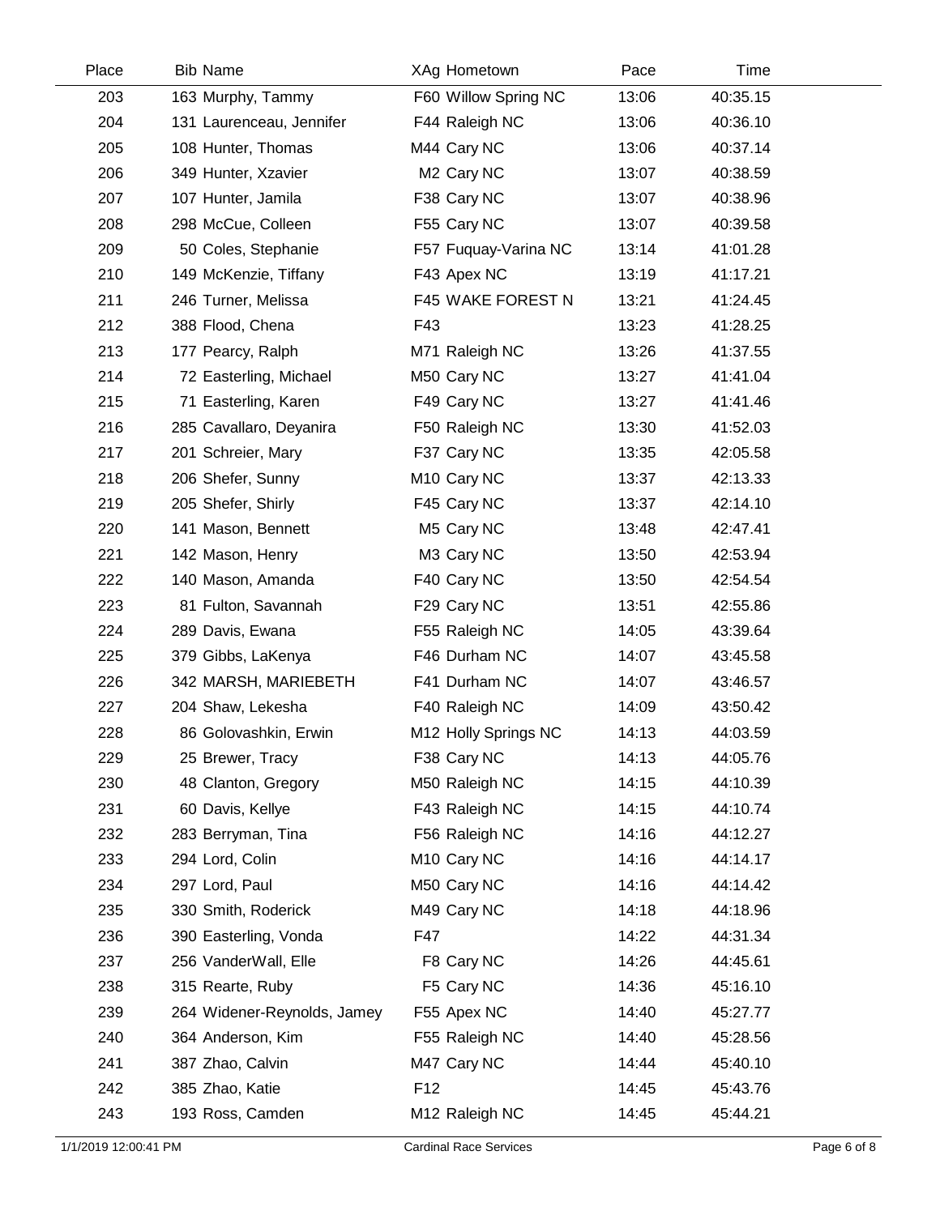| Place | Bib | Name | XAg | Hometown | Pace | Time |
|---|---|---|---|---|---|---|
| 203 | 163 | Murphy, Tammy | F60 | Willow Spring NC | 13:06 | 40:35.15 |
| 204 | 131 | Laurenceau, Jennifer | F44 | Raleigh NC | 13:06 | 40:36.10 |
| 205 | 108 | Hunter, Thomas | M44 | Cary NC | 13:06 | 40:37.14 |
| 206 | 349 | Hunter, Xzavier | M2 | Cary NC | 13:07 | 40:38.59 |
| 207 | 107 | Hunter, Jamila | F38 | Cary NC | 13:07 | 40:38.96 |
| 208 | 298 | McCue, Colleen | F55 | Cary NC | 13:07 | 40:39.58 |
| 209 | 50 | Coles, Stephanie | F57 | Fuquay-Varina NC | 13:14 | 41:01.28 |
| 210 | 149 | McKenzie, Tiffany | F43 | Apex NC | 13:19 | 41:17.21 |
| 211 | 246 | Turner, Melissa | F45 | WAKE FOREST N | 13:21 | 41:24.45 |
| 212 | 388 | Flood, Chena | F43 | | 13:23 | 41:28.25 |
| 213 | 177 | Pearcy, Ralph | M71 | Raleigh NC | 13:26 | 41:37.55 |
| 214 | 72 | Easterling, Michael | M50 | Cary NC | 13:27 | 41:41.04 |
| 215 | 71 | Easterling, Karen | F49 | Cary NC | 13:27 | 41:41.46 |
| 216 | 285 | Cavallaro, Deyanira | F50 | Raleigh NC | 13:30 | 41:52.03 |
| 217 | 201 | Schreier, Mary | F37 | Cary NC | 13:35 | 42:05.58 |
| 218 | 206 | Shefer, Sunny | M10 | Cary NC | 13:37 | 42:13.33 |
| 219 | 205 | Shefer, Shirly | F45 | Cary NC | 13:37 | 42:14.10 |
| 220 | 141 | Mason, Bennett | M5 | Cary NC | 13:48 | 42:47.41 |
| 221 | 142 | Mason, Henry | M3 | Cary NC | 13:50 | 42:53.94 |
| 222 | 140 | Mason, Amanda | F40 | Cary NC | 13:50 | 42:54.54 |
| 223 | 81 | Fulton, Savannah | F29 | Cary NC | 13:51 | 42:55.86 |
| 224 | 289 | Davis, Ewana | F55 | Raleigh NC | 14:05 | 43:39.64 |
| 225 | 379 | Gibbs, LaKenya | F46 | Durham NC | 14:07 | 43:45.58 |
| 226 | 342 | MARSH, MARIEBETH | F41 | Durham NC | 14:07 | 43:46.57 |
| 227 | 204 | Shaw, Lekesha | F40 | Raleigh NC | 14:09 | 43:50.42 |
| 228 | 86 | Golovashkin, Erwin | M12 | Holly Springs NC | 14:13 | 44:03.59 |
| 229 | 25 | Brewer, Tracy | F38 | Cary NC | 14:13 | 44:05.76 |
| 230 | 48 | Clanton, Gregory | M50 | Raleigh NC | 14:15 | 44:10.39 |
| 231 | 60 | Davis, Kellye | F43 | Raleigh NC | 14:15 | 44:10.74 |
| 232 | 283 | Berryman, Tina | F56 | Raleigh NC | 14:16 | 44:12.27 |
| 233 | 294 | Lord, Colin | M10 | Cary NC | 14:16 | 44:14.17 |
| 234 | 297 | Lord, Paul | M50 | Cary NC | 14:16 | 44:14.42 |
| 235 | 330 | Smith, Roderick | M49 | Cary NC | 14:18 | 44:18.96 |
| 236 | 390 | Easterling, Vonda | F47 | | 14:22 | 44:31.34 |
| 237 | 256 | VanderWall, Elle | F8 | Cary NC | 14:26 | 44:45.61 |
| 238 | 315 | Rearte, Ruby | F5 | Cary NC | 14:36 | 45:16.10 |
| 239 | 264 | Widener-Reynolds, Jamey | F55 | Apex NC | 14:40 | 45:27.77 |
| 240 | 364 | Anderson, Kim | F55 | Raleigh NC | 14:40 | 45:28.56 |
| 241 | 387 | Zhao, Calvin | M47 | Cary NC | 14:44 | 45:40.10 |
| 242 | 385 | Zhao, Katie | F12 | | 14:45 | 45:43.76 |
| 243 | 193 | Ross, Camden | M12 | Raleigh NC | 14:45 | 45:44.21 |

1/1/2019 12:00:41 PM Cardinal Race Services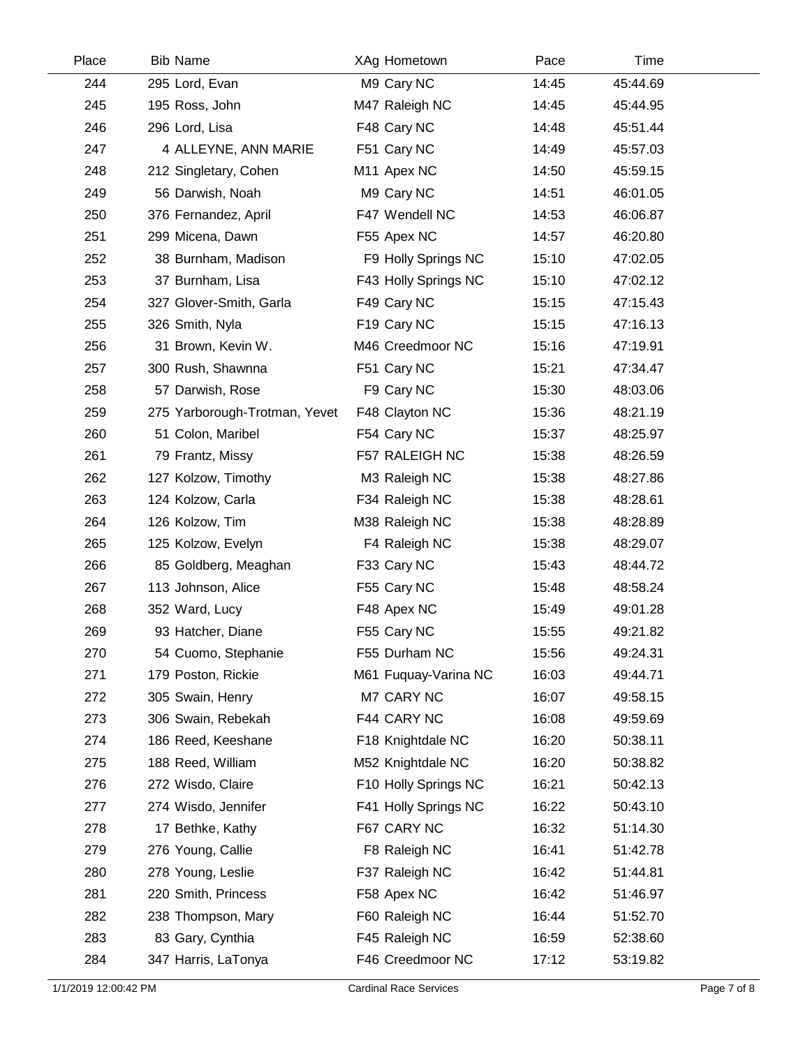| Place | Bib | Name | XAg | Hometown | Pace | Time |
|---|---|---|---|---|---|---|
| 244 | 295 | Lord, Evan | M9 | Cary NC | 14:45 | 45:44.69 |
| 245 | 195 | Ross, John | M47 | Raleigh NC | 14:45 | 45:44.95 |
| 246 | 296 | Lord, Lisa | F48 | Cary NC | 14:48 | 45:51.44 |
| 247 | 4 | ALLEYNE, ANN MARIE | F51 | Cary NC | 14:49 | 45:57.03 |
| 248 | 212 | Singletary, Cohen | M11 | Apex NC | 14:50 | 45:59.15 |
| 249 | 56 | Darwish, Noah | M9 | Cary NC | 14:51 | 46:01.05 |
| 250 | 376 | Fernandez, April | F47 | Wendell NC | 14:53 | 46:06.87 |
| 251 | 299 | Micena, Dawn | F55 | Apex NC | 14:57 | 46:20.80 |
| 252 | 38 | Burnham, Madison | F9 | Holly Springs NC | 15:10 | 47:02.05 |
| 253 | 37 | Burnham, Lisa | F43 | Holly Springs NC | 15:10 | 47:02.12 |
| 254 | 327 | Glover-Smith, Garla | F49 | Cary NC | 15:15 | 47:15.43 |
| 255 | 326 | Smith, Nyla | F19 | Cary NC | 15:15 | 47:16.13 |
| 256 | 31 | Brown, Kevin W. | M46 | Creedmoor NC | 15:16 | 47:19.91 |
| 257 | 300 | Rush, Shawnna | F51 | Cary NC | 15:21 | 47:34.47 |
| 258 | 57 | Darwish, Rose | F9 | Cary NC | 15:30 | 48:03.06 |
| 259 | 275 | Yarborough-Trotman, Yevet | F48 | Clayton NC | 15:36 | 48:21.19 |
| 260 | 51 | Colon, Maribel | F54 | Cary NC | 15:37 | 48:25.97 |
| 261 | 79 | Frantz, Missy | F57 | RALEIGH NC | 15:38 | 48:26.59 |
| 262 | 127 | Kolzow, Timothy | M3 | Raleigh NC | 15:38 | 48:27.86 |
| 263 | 124 | Kolzow, Carla | F34 | Raleigh NC | 15:38 | 48:28.61 |
| 264 | 126 | Kolzow, Tim | M38 | Raleigh NC | 15:38 | 48:28.89 |
| 265 | 125 | Kolzow, Evelyn | F4 | Raleigh NC | 15:38 | 48:29.07 |
| 266 | 85 | Goldberg, Meaghan | F33 | Cary NC | 15:43 | 48:44.72 |
| 267 | 113 | Johnson, Alice | F55 | Cary NC | 15:48 | 48:58.24 |
| 268 | 352 | Ward, Lucy | F48 | Apex NC | 15:49 | 49:01.28 |
| 269 | 93 | Hatcher, Diane | F55 | Cary NC | 15:55 | 49:21.82 |
| 270 | 54 | Cuomo, Stephanie | F55 | Durham NC | 15:56 | 49:24.31 |
| 271 | 179 | Poston, Rickie | M61 | Fuquay-Varina NC | 16:03 | 49:44.71 |
| 272 | 305 | Swain, Henry | M7 | CARY NC | 16:07 | 49:58.15 |
| 273 | 306 | Swain, Rebekah | F44 | CARY NC | 16:08 | 49:59.69 |
| 274 | 186 | Reed, Keeshane | F18 | Knightdale NC | 16:20 | 50:38.11 |
| 275 | 188 | Reed, William | M52 | Knightdale NC | 16:20 | 50:38.82 |
| 276 | 272 | Wisdo, Claire | F10 | Holly Springs NC | 16:21 | 50:42.13 |
| 277 | 274 | Wisdo, Jennifer | F41 | Holly Springs NC | 16:22 | 50:43.10 |
| 278 | 17 | Bethke, Kathy | F67 | CARY NC | 16:32 | 51:14.30 |
| 279 | 276 | Young, Callie | F8 | Raleigh NC | 16:41 | 51:42.78 |
| 280 | 278 | Young, Leslie | F37 | Raleigh NC | 16:42 | 51:44.81 |
| 281 | 220 | Smith, Princess | F58 | Apex NC | 16:42 | 51:46.97 |
| 282 | 238 | Thompson, Mary | F60 | Raleigh NC | 16:44 | 51:52.70 |
| 283 | 83 | Gary, Cynthia | F45 | Raleigh NC | 16:59 | 52:38.60 |
| 284 | 347 | Harris, LaTonya | F46 | Creedmoor NC | 17:12 | 53:19.82 |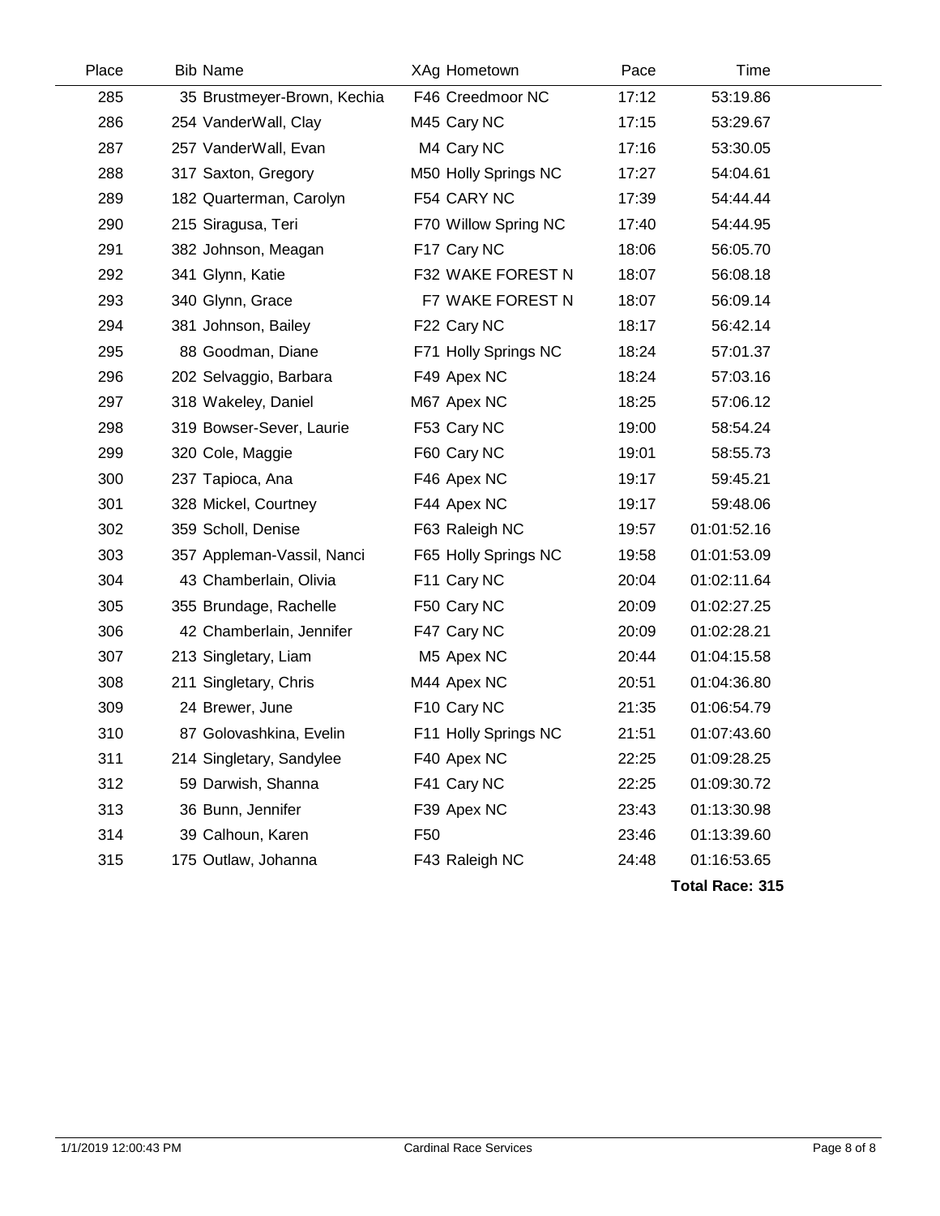| Place | Bib | Name | XAg | Hometown | Pace | Time |
|---|---|---|---|---|---|---|
| 285 | 35 | Brustmeyer-Brown, Kechia | F46 | Creedmoor NC | 17:12 | 53:19.86 |
| 286 | 254 | VanderWall, Clay | M45 | Cary NC | 17:15 | 53:29.67 |
| 287 | 257 | VanderWall, Evan | M4 | Cary NC | 17:16 | 53:30.05 |
| 288 | 317 | Saxton, Gregory | M50 | Holly Springs NC | 17:27 | 54:04.61 |
| 289 | 182 | Quarterman, Carolyn | F54 | CARY NC | 17:39 | 54:44.44 |
| 290 | 215 | Siragusa, Teri | F70 | Willow Spring NC | 17:40 | 54:44.95 |
| 291 | 382 | Johnson, Meagan | F17 | Cary NC | 18:06 | 56:05.70 |
| 292 | 341 | Glynn, Katie | F32 | WAKE FOREST N | 18:07 | 56:08.18 |
| 293 | 340 | Glynn, Grace | F7 | WAKE FOREST N | 18:07 | 56:09.14 |
| 294 | 381 | Johnson, Bailey | F22 | Cary NC | 18:17 | 56:42.14 |
| 295 | 88 | Goodman, Diane | F71 | Holly Springs NC | 18:24 | 57:01.37 |
| 296 | 202 | Selvaggio, Barbara | F49 | Apex NC | 18:24 | 57:03.16 |
| 297 | 318 | Wakeley, Daniel | M67 | Apex NC | 18:25 | 57:06.12 |
| 298 | 319 | Bowser-Sever, Laurie | F53 | Cary NC | 19:00 | 58:54.24 |
| 299 | 320 | Cole, Maggie | F60 | Cary NC | 19:01 | 58:55.73 |
| 300 | 237 | Tapioca, Ana | F46 | Apex NC | 19:17 | 59:45.21 |
| 301 | 328 | Mickel, Courtney | F44 | Apex NC | 19:17 | 59:48.06 |
| 302 | 359 | Scholl, Denise | F63 | Raleigh NC | 19:57 | 01:01:52.16 |
| 303 | 357 | Appleman-Vassil, Nanci | F65 | Holly Springs NC | 19:58 | 01:01:53.09 |
| 304 | 43 | Chamberlain, Olivia | F11 | Cary NC | 20:04 | 01:02:11.64 |
| 305 | 355 | Brundage, Rachelle | F50 | Cary NC | 20:09 | 01:02:27.25 |
| 306 | 42 | Chamberlain, Jennifer | F47 | Cary NC | 20:09 | 01:02:28.21 |
| 307 | 213 | Singletary, Liam | M5 | Apex NC | 20:44 | 01:04:15.58 |
| 308 | 211 | Singletary, Chris | M44 | Apex NC | 20:51 | 01:04:36.80 |
| 309 | 24 | Brewer, June | F10 | Cary NC | 21:35 | 01:06:54.79 |
| 310 | 87 | Golovashkina, Evelin | F11 | Holly Springs NC | 21:51 | 01:07:43.60 |
| 311 | 214 | Singletary, Sandylee | F40 | Apex NC | 22:25 | 01:09:28.25 |
| 312 | 59 | Darwish, Shanna | F41 | Cary NC | 22:25 | 01:09:30.72 |
| 313 | 36 | Bunn, Jennifer | F39 | Apex NC | 23:43 | 01:13:30.98 |
| 314 | 39 | Calhoun, Karen | F50 | | 23:46 | 01:13:39.60 |
| 315 | 175 | Outlaw, Johanna | F43 | Raleigh NC | 24:48 | 01:16:53.65 |

**Total Race: 315**

1/1/2019 12:00:43 PM    Cardinal Race Services